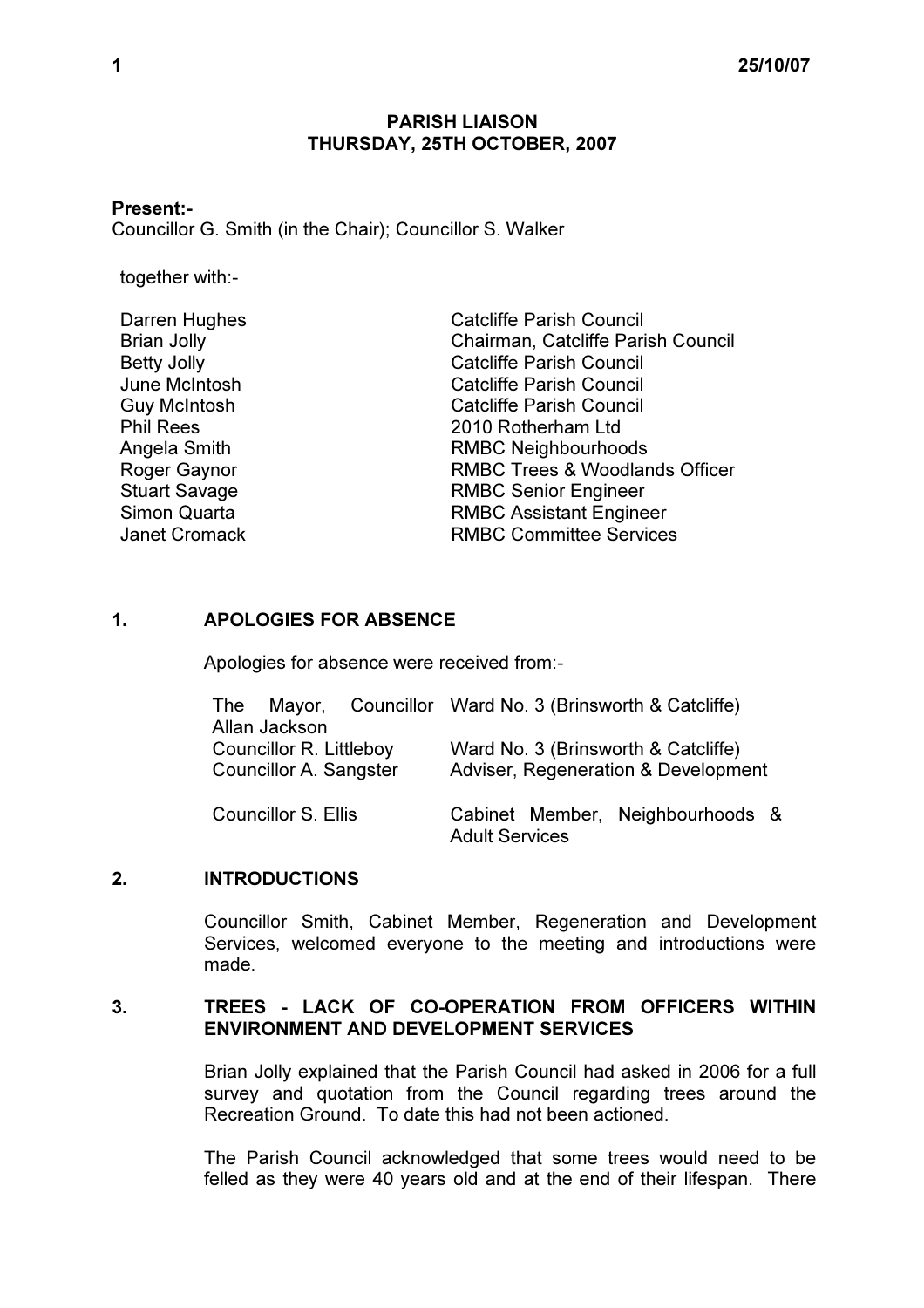# PARISH LIAISON
## THURSDAY, 25TH OCTOBER, 2007

**Present:-**
Councillor G. Smith (in the Chair); Councillor S. Walker

together with:-

| | |
|---|---|
| Darren Hughes | Catcliffe Parish Council |
| Brian Jolly | Chairman, Catcliffe Parish Council |
| Betty Jolly | Catcliffe Parish Council |
| June McIntosh | Catcliffe Parish Council |
| Guy McIntosh | Catcliffe Parish Council |
| Phil Rees | 2010 Rotherham Ltd |
| Angela Smith | RMBC Neighbourhoods |
| Roger Gaynor | RMBC Trees & Woodlands Officer |
| Stuart Savage | RMBC Senior Engineer |
| Simon Quarta | RMBC Assistant Engineer |
| Janet Cromack | RMBC Committee Services |

### 1. APOLOGIES FOR ABSENCE

Apologies for absence were received from:-

| | |
|---|---|
| The Mayor, Councillor Allan Jackson | Ward No. 3 (Brinsworth & Catcliffe) |
| Councillor R. Littleboy | Ward No. 3 (Brinsworth & Catcliffe) |
| Councillor A. Sangster | Adviser, Regeneration & Development |
| Councillor S. Ellis | Cabinet Member, Neighbourhoods & Adult Services |

### 2. INTRODUCTIONS

Councillor Smith, Cabinet Member, Regeneration and Development Services, welcomed everyone to the meeting and introductions were made.

### 3. TREES - LACK OF CO-OPERATION FROM OFFICERS WITHIN ENVIRONMENT AND DEVELOPMENT SERVICES

Brian Jolly explained that the Parish Council had asked in 2006 for a full survey and quotation from the Council regarding trees around the Recreation Ground. To date this had not been actioned.

The Parish Council acknowledged that some trees would need to be felled as they were 40 years old and at the end of their lifespan. There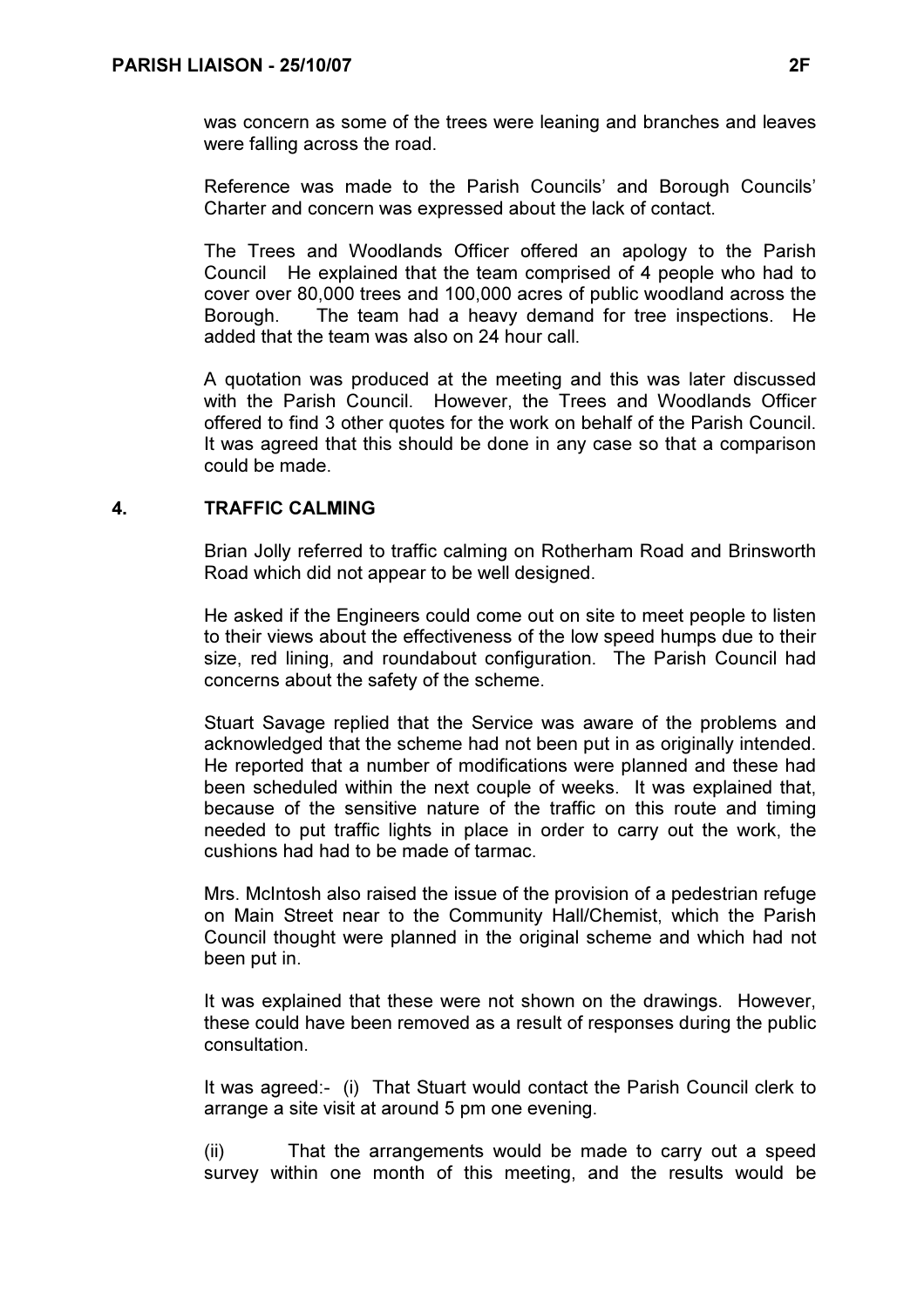was concern as some of the trees were leaning and branches and leaves were falling across the road.

Reference was made to the Parish Councils' and Borough Councils' Charter and concern was expressed about the lack of contact.

The Trees and Woodlands Officer offered an apology to the Parish Council He explained that the team comprised of 4 people who had to cover over 80,000 trees and 100,000 acres of public woodland across the Borough. The team had a heavy demand for tree inspections. He added that the team was also on 24 hour call.

A quotation was produced at the meeting and this was later discussed with the Parish Council. However, the Trees and Woodlands Officer offered to find 3 other quotes for the work on behalf of the Parish Council. It was agreed that this should be done in any case so that a comparison could be made.

## 4. TRAFFIC CALMING

Brian Jolly referred to traffic calming on Rotherham Road and Brinsworth Road which did not appear to be well designed.

He asked if the Engineers could come out on site to meet people to listen to their views about the effectiveness of the low speed humps due to their size, red lining, and roundabout configuration. The Parish Council had concerns about the safety of the scheme.

Stuart Savage replied that the Service was aware of the problems and acknowledged that the scheme had not been put in as originally intended. He reported that a number of modifications were planned and these had been scheduled within the next couple of weeks. It was explained that, because of the sensitive nature of the traffic on this route and timing needed to put traffic lights in place in order to carry out the work, the cushions had had to be made of tarmac.

Mrs. McIntosh also raised the issue of the provision of a pedestrian refuge on Main Street near to the Community Hall/Chemist, which the Parish Council thought were planned in the original scheme and which had not been put in.

It was explained that these were not shown on the drawings. However, these could have been removed as a result of responses during the public consultation.

It was agreed:- (i) That Stuart would contact the Parish Council clerk to arrange a site visit at around 5 pm one evening.

(ii) That the arrangements would be made to carry out a speed survey within one month of this meeting, and the results would be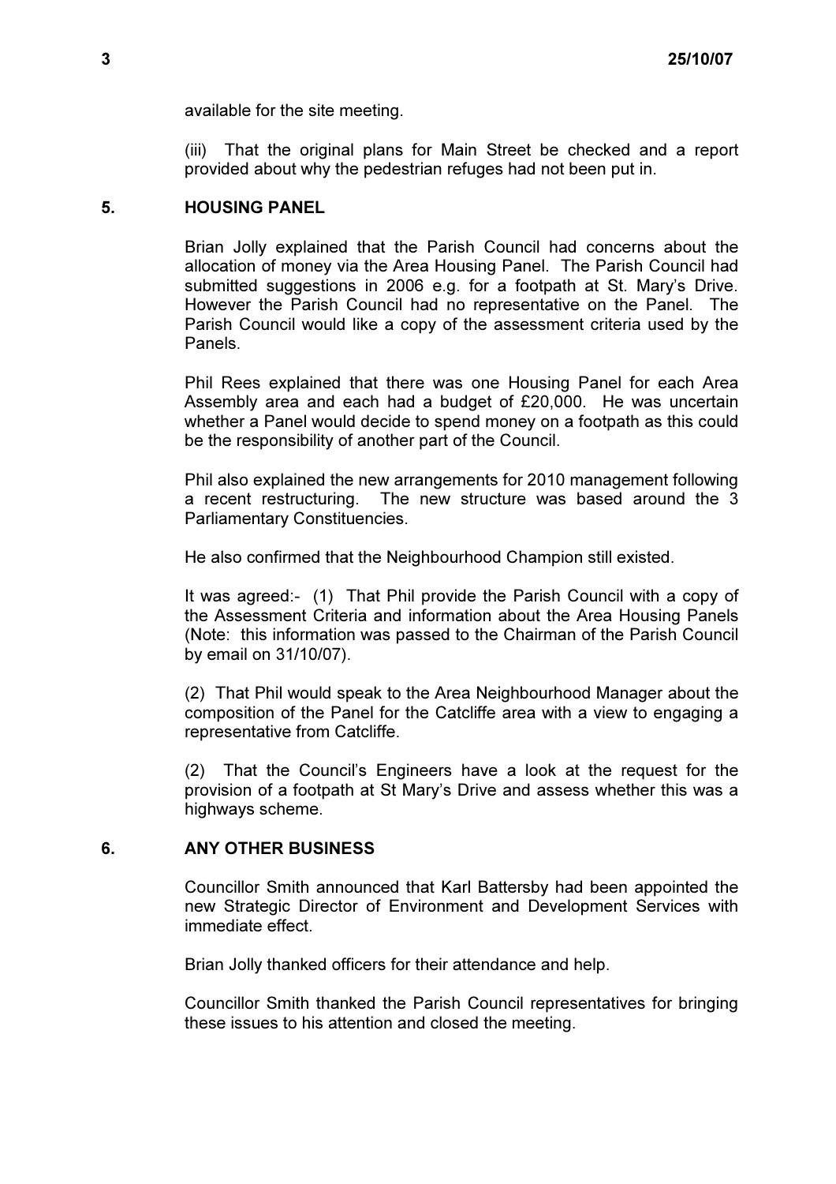available for the site meeting.

(iii) That the original plans for Main Street be checked and a report provided about why the pedestrian refuges had not been put in.

## 5. HOUSING PANEL

Brian Jolly explained that the Parish Council had concerns about the allocation of money via the Area Housing Panel. The Parish Council had submitted suggestions in 2006 e.g. for a footpath at St. Mary's Drive. However the Parish Council had no representative on the Panel. The Parish Council would like a copy of the assessment criteria used by the Panels.

Phil Rees explained that there was one Housing Panel for each Area Assembly area and each had a budget of £20,000. He was uncertain whether a Panel would decide to spend money on a footpath as this could be the responsibility of another part of the Council.

Phil also explained the new arrangements for 2010 management following a recent restructuring. The new structure was based around the 3 Parliamentary Constituencies.

He also confirmed that the Neighbourhood Champion still existed.

It was agreed:- (1) That Phil provide the Parish Council with a copy of the Assessment Criteria and information about the Area Housing Panels (Note: this information was passed to the Chairman of the Parish Council by email on 31/10/07).

(2) That Phil would speak to the Area Neighbourhood Manager about the composition of the Panel for the Catcliffe area with a view to engaging a representative from Catcliffe.

(2) That the Council's Engineers have a look at the request for the provision of a footpath at St Mary's Drive and assess whether this was a highways scheme.

## 6. ANY OTHER BUSINESS

Councillor Smith announced that Karl Battersby had been appointed the new Strategic Director of Environment and Development Services with immediate effect.

Brian Jolly thanked officers for their attendance and help.

Councillor Smith thanked the Parish Council representatives for bringing these issues to his attention and closed the meeting.